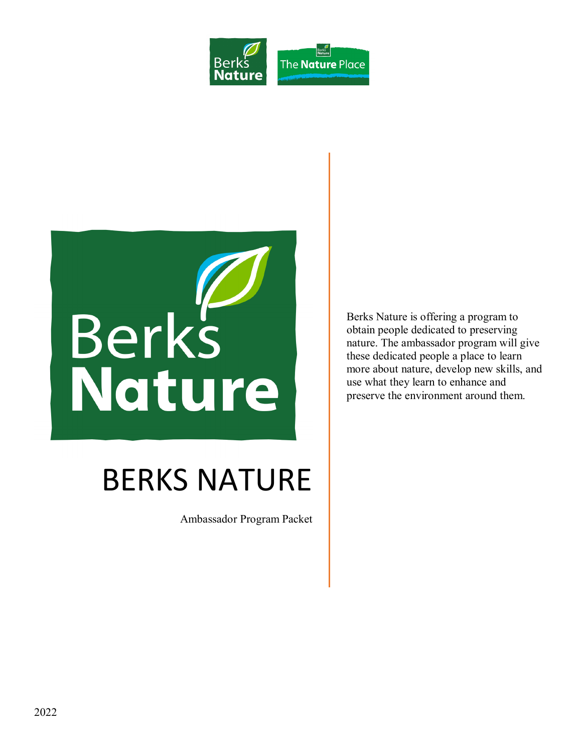# BERKS NATURE

Ambassador Program Packet

Berks Nature is offering a program to obtain people dedicated to preserving nature. The ambassador program will give these dedicated people a place to learn more about nature, develop new skills, and use what they learn to enhance and preserve the environment around them.

2022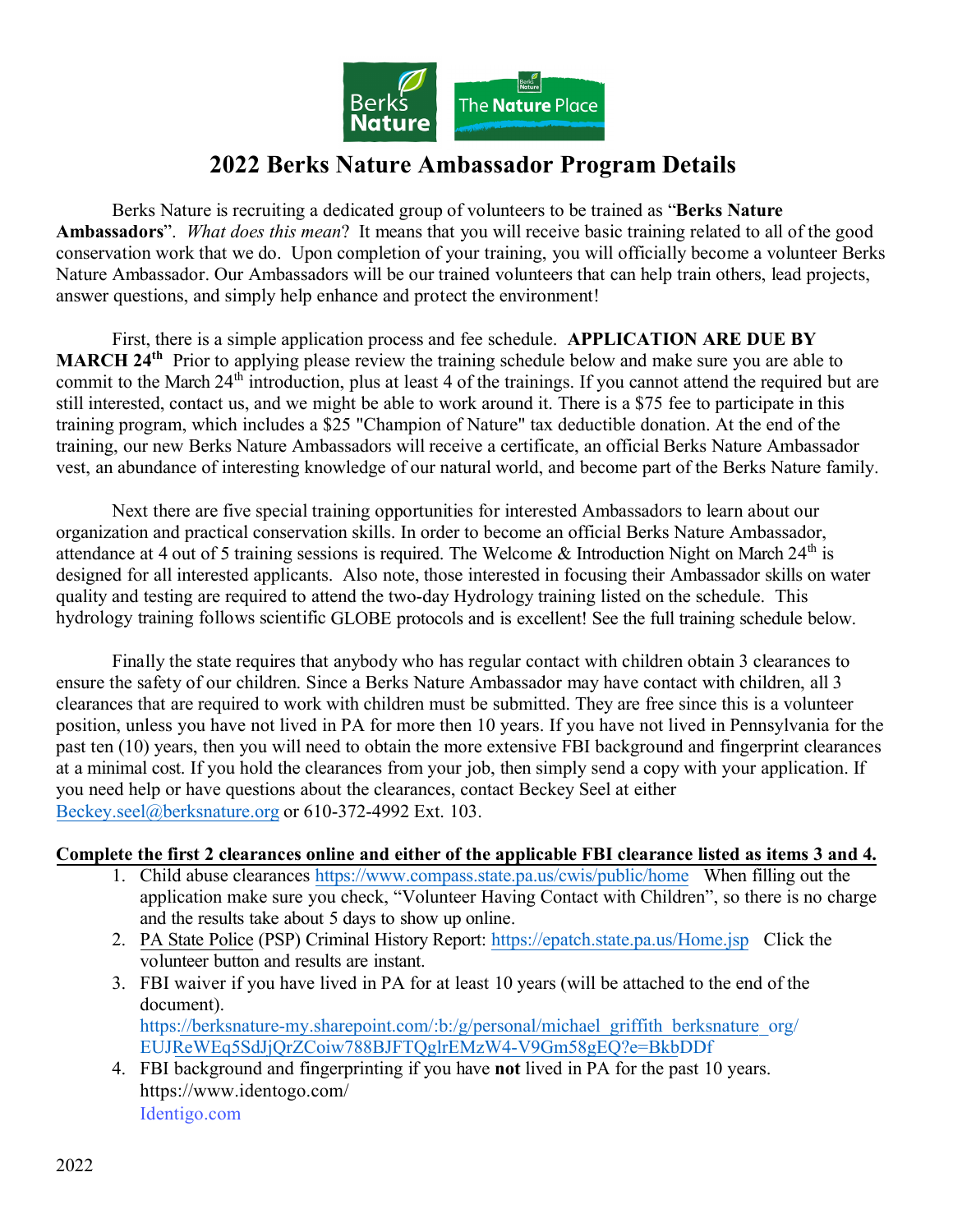# 2022 Berks Nature Ambassador Program Details

Berks Nature is recruiting a dedicated group of volunteers to be trained as "**Berks Nature Ambassadors**". *What does this mean*? It means that you will receive basic training related to all of the good conservation work that we do. Upon completion of your training, you will officially become a volunteer Berks Nature Ambassador. Our Ambassadors will be our trained volunteers that can help train others, lead projects, answer questions, and simply help enhance and protect the environment!

First, there is a simple application process and fee schedule. **APPLICATION ARE DUE BY MARCH 24th** Prior to applying please review the training schedule below and make sure you are able to commit to the March 24th introduction, plus at least 4 of the trainings. If you cannot attend the required but are still interested, contact us, and we might be able to work around it. There is a $75 fee to participate in this training program, which includes a $25 "Champion of Nature" tax deductible donation. At the end of the training, our new Berks Nature Ambassadors will receive a certificate, an official Berks Nature Ambassador vest, an abundance of interesting knowledge of our natural world, and become part of the Berks Nature family.

Next there are five special training opportunities for interested Ambassadors to learn about our organization and practical conservation skills. In order to become an official Berks Nature Ambassador, attendance at 4 out of 5 training sessions is required. The Welcome & Introduction Night on March 24th is designed for all interested applicants. Also note, those interested in focusing their Ambassador skills on water quality and testing are required to attend the two-day Hydrology training listed on the schedule. This hydrology training follows scientific GLOBE protocols and is excellent! See the full training schedule below.

Finally the state requires that anybody who has regular contact with children obtain 3 clearances to ensure the safety of our children. Since a Berks Nature Ambassador may have contact with children, all 3 clearances that are required to work with children must be submitted. They are free since this is a volunteer position, unless you have not lived in PA for more then 10 years. If you have not lived in Pennsylvania for the past ten (10) years, then you will need to obtain the more extensive FBI background and fingerprint clearances at a minimal cost. If you hold the clearances from your job, then simply send a copy with your application. If you need help or have questions about the clearances, contact Beckey Seel at either Beckey.seel@berksnature.org or 610-372-4992 Ext. 103.

**Complete the first 2 clearances online and either of the applicable FBI clearance listed as items 3 and 4.**

1. Child abuse clearances https://www.compass.state.pa.us/cwis/public/home When filling out the application make sure you check, "Volunteer Having Contact with Children", so there is no charge and the results take about 5 days to show up online.
2. PA State Police (PSP) Criminal History Report: https://epatch.state.pa.us/Home.jsp Click the volunteer button and results are instant.
3. FBI waiver if you have lived in PA for at least 10 years (will be attached to the end of the document). https://berksnature-my.sharepoint.com/:b:/g/personal/michael_griffith_berksnature_org/EUJReWEq5SdJjQrZCoiw788BJFTQglrEMzW4-V9Gm58gEQ?e=BkbDDf
4. FBI background and fingerprinting if you have **not** lived in PA for the past 10 years. https://www.identogo.com/
   Identigo.com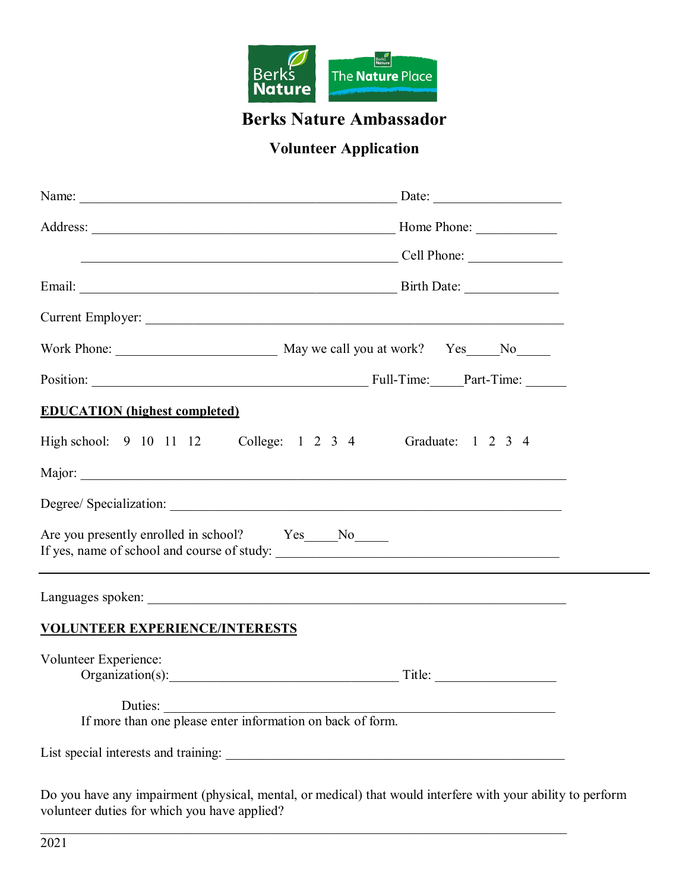# Berks Nature Ambassador

## Volunteer Application

Name: ______________________________________________ Date: __________________

Address: ____________________________________________ Home Phone: ____________

______________________________________________ Cell Phone: ______________

Email: ______________________________________________ Birth Date: ______________

Current Employer: _______________________________________________________

Work Phone: _______________________ May we call you at work? Yes_____No_____

Position: ________________________________________ Full-Time:_____Part-Time: ______

**EDUCATION (highest completed)**

High school: 9 10 11 12 College: 1 2 3 4 Graduate: 1 2 3 4

Major: ______________________________________________________________________

Degree/ Specialization: _______________________________________________________

Are you presently enrolled in school? Yes_____No_____
If yes, name of school and course of study: ________________________________________

---

Languages spoken: ____________________________________________________________

**VOLUNTEER EXPERIENCE/INTERESTS**

Volunteer Experience:
Organization(s):__________________________________ Title: __________________

Duties: _________________________________________________________
If more than one please enter information on back of form.

List special interests and training: _____________________________________________

Do you have any impairment (physical, mental, or medical) that would interfere with your ability to perform volunteer duties for which you have applied?

______________________________________________________________________________

2021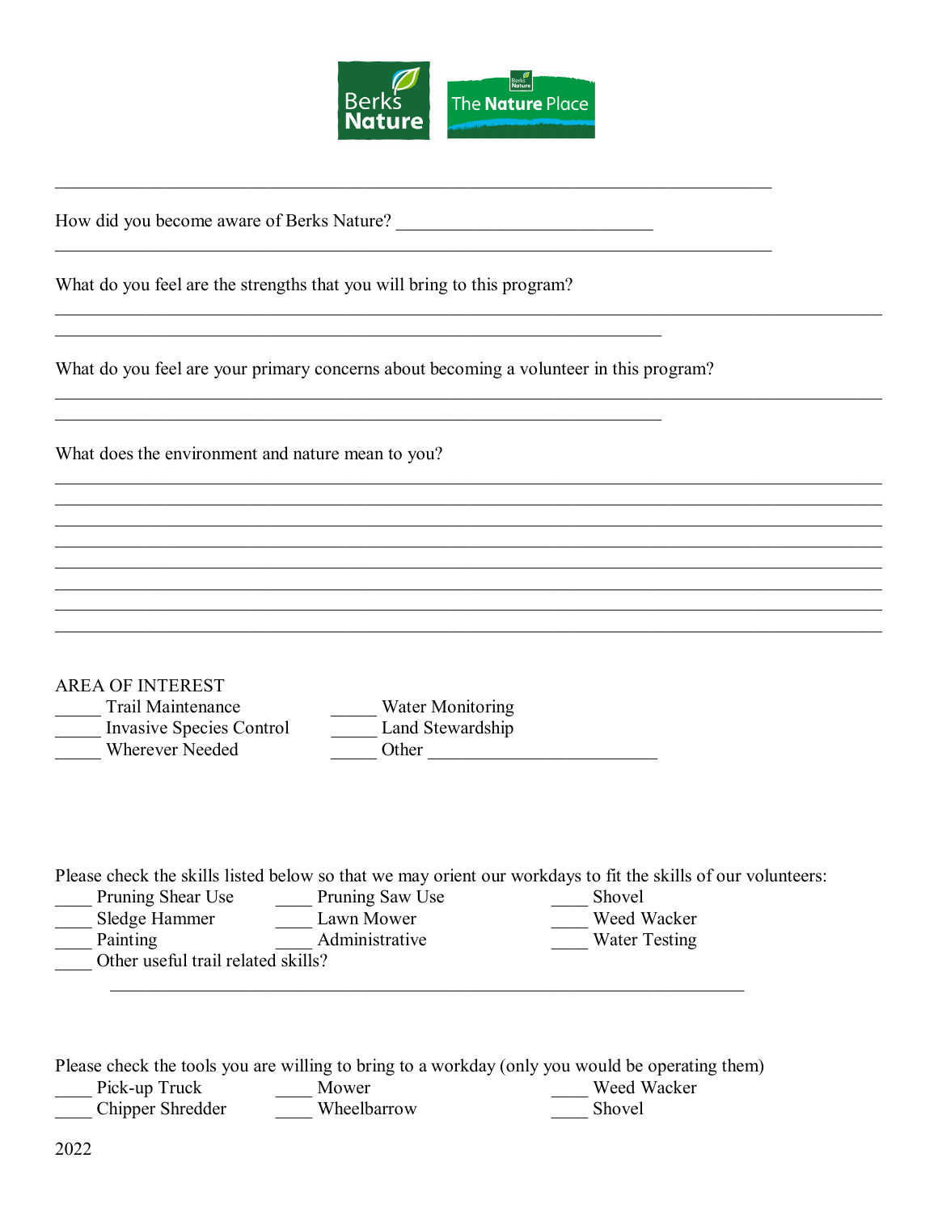Berks Nature — The Nature Place

______________________________________________________________________________

How did you become aware of Berks Nature? ____________________________

______________________________________________________________________________

What do you feel are the strengths that you will bring to this program?

______________________________________________________________________________

_________________________________________________________________

What do you feel are your primary concerns about becoming a volunteer in this program?

______________________________________________________________________________

_________________________________________________________________

What does the environment and nature mean to you?

______________________________________________________________________________

______________________________________________________________________________

______________________________________________________________________________

______________________________________________________________________________

______________________________________________________________________________

______________________________________________________________________________

______________________________________________________________________________

______________________________________________________________________________

AREA OF INTEREST

_____ Trail Maintenance
_____ Invasive Species Control
_____ Wherever Needed
_____ Water Monitoring
_____ Land Stewardship
_____ Other ________________________

Please check the skills listed below so that we may orient our workdays to fit the skills of our volunteers:

____ Pruning Shear Use
____ Sledge Hammer
____ Painting
____ Pruning Saw Use
____ Lawn Mower
____ Administrative
____ Shovel
____ Weed Wacker
____ Water Testing
____ Other useful trail related skills?

_____________________________________________________________________

Please check the tools you are willing to bring to a workday (only you would be operating them)

____ Pick-up Truck
____ Chipper Shredder
____ Mower
____ Wheelbarrow
____ Weed Wacker
____ Shovel

2022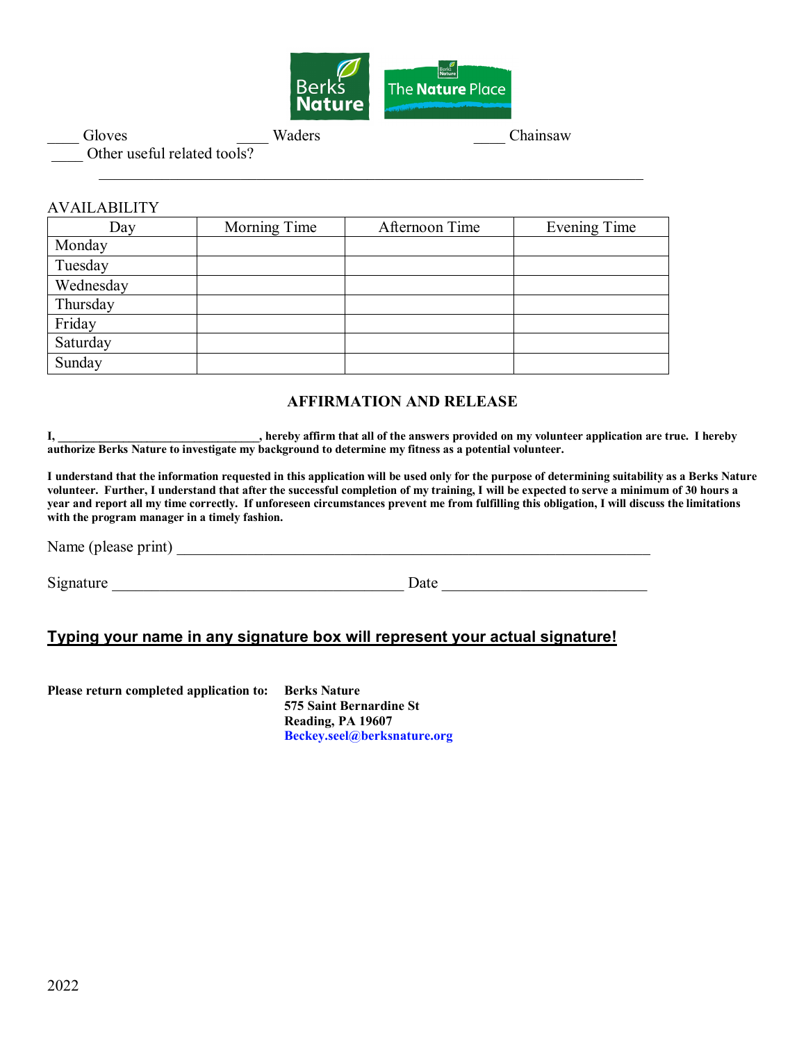____ Gloves ____ Waders ____ Chainsaw

____ Other useful related tools?

______________________________________________________________________

AVAILABILITY

| Day | Morning Time | Afternoon Time | Evening Time |
|---|---|---|---|
| Monday | | | |
| Tuesday | | | |
| Wednesday | | | |
| Thursday | | | |
| Friday | | | |
| Saturday | | | |
| Sunday | | | |

## AFFIRMATION AND RELEASE

**I, ________________________________, hereby affirm that all of the answers provided on my volunteer application are true. I hereby authorize Berks Nature to investigate my background to determine my fitness as a potential volunteer.**

**I understand that the information requested in this application will be used only for the purpose of determining suitability as a Berks Nature volunteer. Further, I understand that after the successful completion of my training, I will be expected to serve a minimum of 30 hours a year and report all my time correctly. If unforeseen circumstances prevent me from fulfilling this obligation, I will discuss the limitations with the program manager in a timely fashion.**

Name (please print) ______________________________________________________________

Signature ______________________________________ Date __________________________

**Typing your name in any signature box will represent your actual signature!**

**Please return completed application to:**

**Berks Nature**
**575 Saint Bernardine St**
**Reading, PA 19607**
**Beckey.seel@berksnature.org**

2022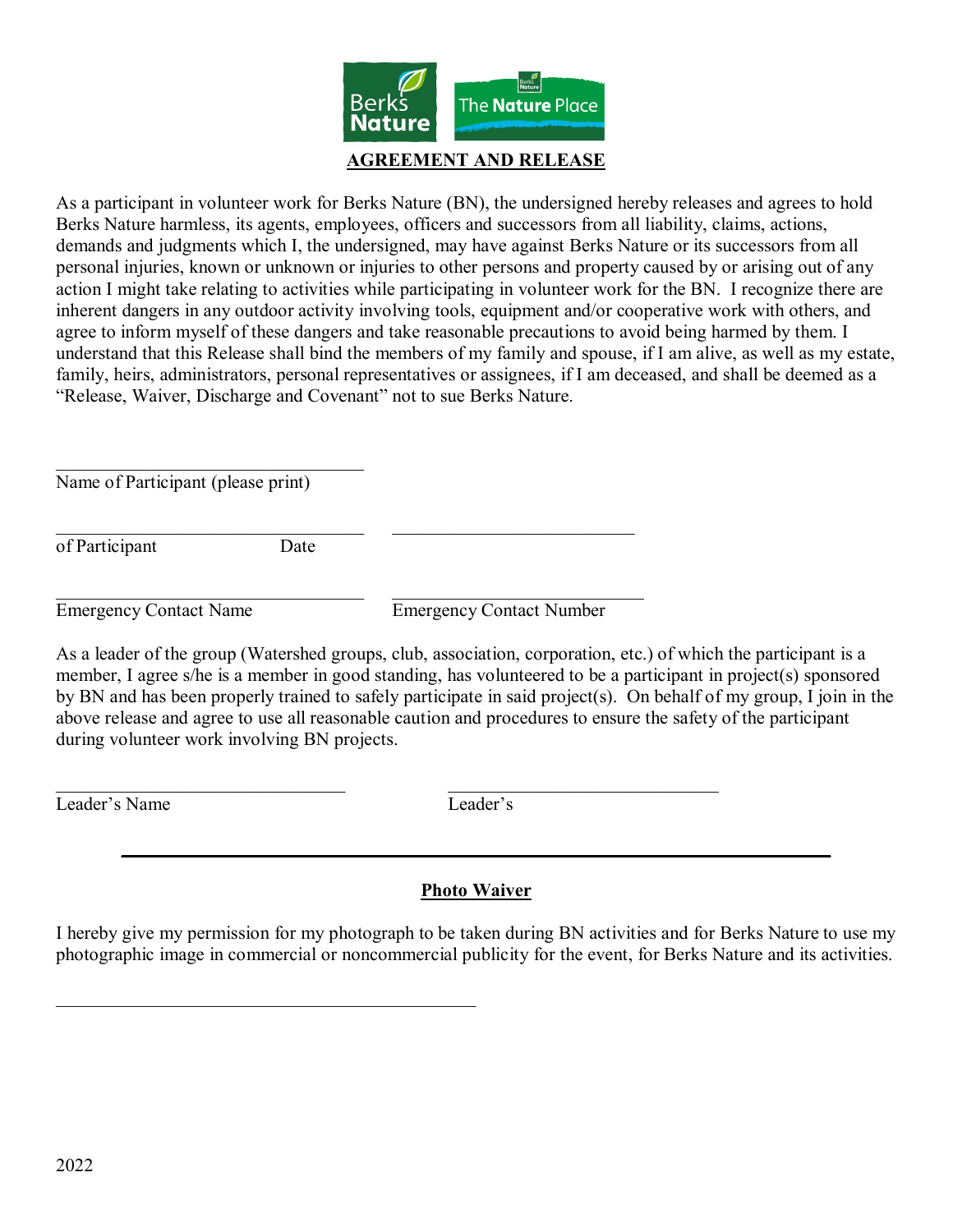## AGREEMENT AND RELEASE

As a participant in volunteer work for Berks Nature (BN), the undersigned hereby releases and agrees to hold Berks Nature harmless, its agents, employees, officers and successors from all liability, claims, actions, demands and judgments which I, the undersigned, may have against Berks Nature or its successors from all personal injuries, known or unknown or injuries to other persons and property caused by or arising out of any action I might take relating to activities while participating in volunteer work for the BN. I recognize there are inherent dangers in any outdoor activity involving tools, equipment and/or cooperative work with others, and agree to inform myself of these dangers and take reasonable precautions to avoid being harmed by them. I understand that this Release shall bind the members of my family and spouse, if I am alive, as well as my estate, family, heirs, administrators, personal representatives or assignees, if I am deceased, and shall be deemed as a "Release, Waiver, Discharge and Covenant" not to sue Berks Nature.

\_\_\_\_\_\_\_\_\_\_\_\_\_\_\_\_\_\_\_\_\_\_\_\_\_\_\_\_\_\_\_\_\_\_\_\_
Name of Participant (please print)

\_\_\_\_\_\_\_\_\_\_\_\_\_\_\_\_\_\_\_\_\_\_\_\_\_\_\_\_\_\_\_\_\_\_\_\_ \_\_\_\_\_\_\_\_\_\_\_\_\_\_\_\_\_\_\_\_\_\_\_\_\_\_\_\_\_
of Participant Date

\_\_\_\_\_\_\_\_\_\_\_\_\_\_\_\_\_\_\_\_\_\_\_\_\_\_\_\_\_\_\_\_\_\_\_\_ \_\_\_\_\_\_\_\_\_\_\_\_\_\_\_\_\_\_\_\_\_\_\_\_\_\_\_\_\_
Emergency Contact Name Emergency Contact Number

As a leader of the group (Watershed groups, club, association, corporation, etc.) of which the participant is a member, I agree s/he is a member in good standing, has volunteered to be a participant in project(s) sponsored by BN and has been properly trained to safely participate in said project(s). On behalf of my group, I join in the above release and agree to use all reasonable caution and procedures to ensure the safety of the participant during volunteer work involving BN projects.

\_\_\_\_\_\_\_\_\_\_\_\_\_\_\_\_\_\_\_\_\_\_\_\_\_\_\_\_\_\_\_\_\_\_ \_\_\_\_\_\_\_\_\_\_\_\_\_\_\_\_\_\_\_\_\_\_\_\_\_\_\_\_\_\_\_
Leader's Name Leader's

---

## Photo Waiver

I hereby give my permission for my photograph to be taken during BN activities and for Berks Nature to use my photographic image in commercial or noncommercial publicity for the event, for Berks Nature and its activities.

\_\_\_\_\_\_\_\_\_\_\_\_\_\_\_\_\_\_\_\_\_\_\_\_\_\_\_\_\_\_\_\_\_\_\_\_\_\_\_\_\_\_\_\_\_\_

2022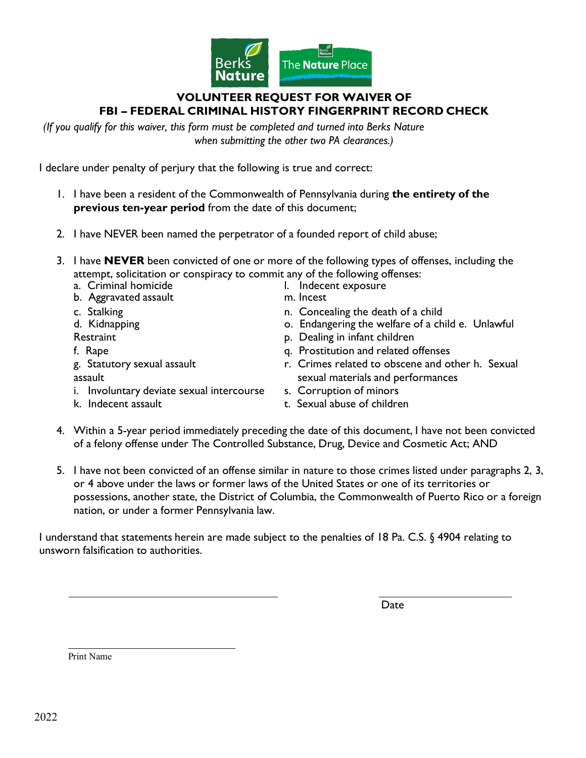# VOLUNTEER REQUEST FOR WAIVER OF FBI – FEDERAL CRIMINAL HISTORY FINGERPRINT RECORD CHECK

*(If you qualify for this waiver, this form must be completed and turned into Berks Nature when submitting the other two PA clearances.)*

I declare under penalty of perjury that the following is true and correct:

1. I have been a resident of the Commonwealth of Pennsylvania during **the entirety of the previous ten-year period** from the date of this document;

2. I have NEVER been named the perpetrator of a founded report of child abuse;

3. I have **NEVER** been convicted of one or more of the following types of offenses, including the attempt, solicitation or conspiracy to commit any of the following offenses:
   - a. Criminal homicide
   - b. Aggravated assault
   - c. Stalking
   - d. Kidnapping
   - e. Unlawful Restraint
   - f. Rape
   - g. Statutory sexual assault
   - h. Sexual assault
   - i. Involuntary deviate sexual intercourse
   - k. Indecent assault
   - l. Indecent exposure
   - m. Incest
   - n. Concealing the death of a child
   - o. Endangering the welfare of a child
   - p. Dealing in infant children
   - q. Prostitution and related offenses
   - r. Crimes related to obscene and other sexual materials and performances
   - s. Corruption of minors
   - t. Sexual abuse of children

4. Within a 5-year period immediately preceding the date of this document, I have not been convicted of a felony offense under The Controlled Substance, Drug, Device and Cosmetic Act; AND

5. I have not been convicted of an offense similar in nature to those crimes listed under paragraphs 2, 3, or 4 above under the laws or former laws of the United States or one of its territories or possessions, another state, the District of Columbia, the Commonwealth of Puerto Rico or a foreign nation, or under a former Pennsylvania law.

I understand that statements herein are made subject to the penalties of 18 Pa. C.S. § 4904 relating to unsworn falsification to authorities.

______________________________ &nbsp;&nbsp;&nbsp;&nbsp; ____________________
Date

______________________________
Print Name

2022